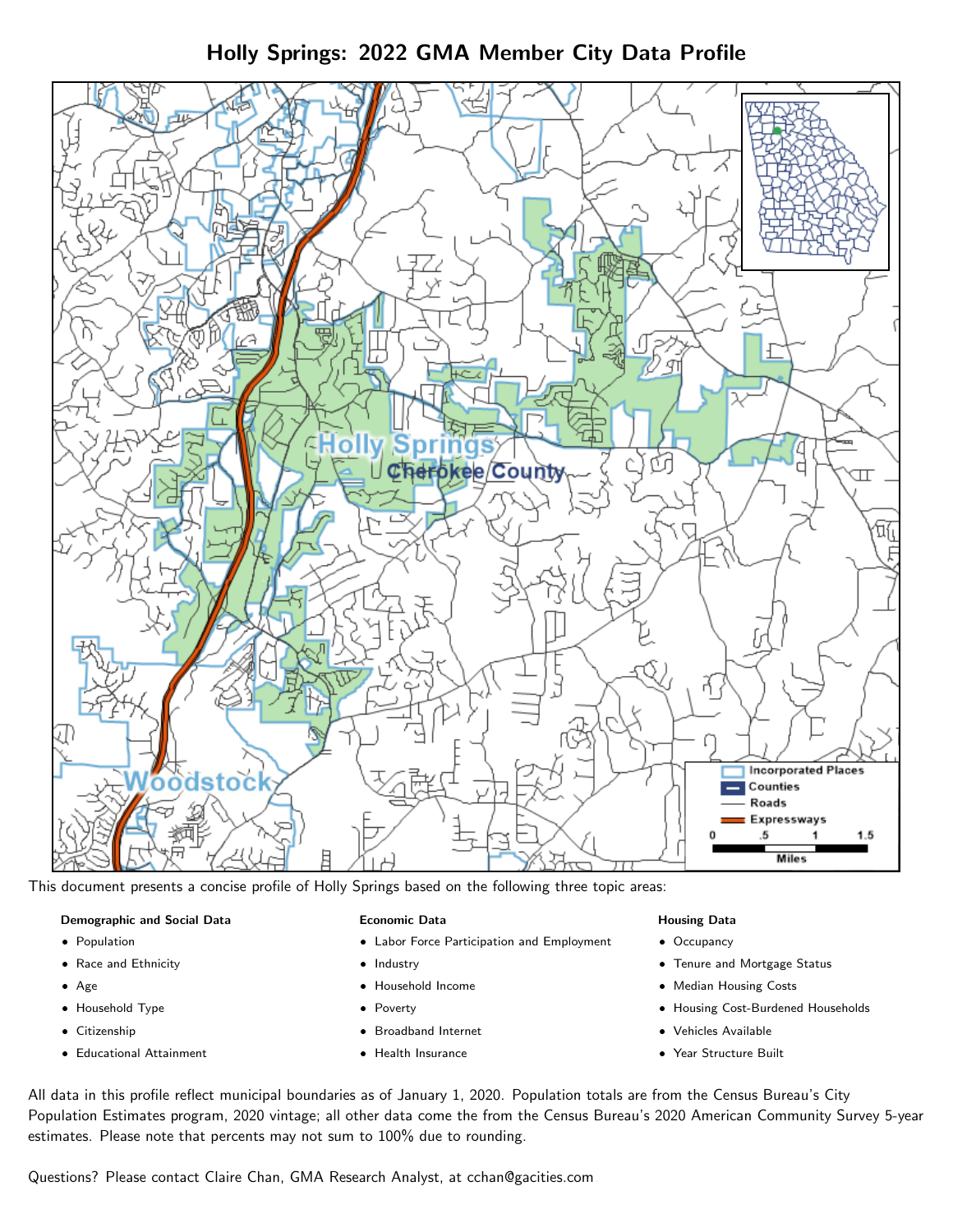# Holly Springs: 2022 GMA Member City Data Profile

This document presents a concise profile of Holly Springs based on the following three topic areas:

**Demographic and Social Data**

- Population
- Race and Ethnicity
- Age
- Household Type
- Citizenship
- Educational Attainment

**Economic Data**

- Labor Force Participation and Employment
- Industry
- Household Income
- Poverty
- Broadband Internet
- Health Insurance

**Housing Data**

- Occupancy
- Tenure and Mortgage Status
- Median Housing Costs
- Housing Cost-Burdened Households
- Vehicles Available
- Year Structure Built

All data in this profile reflect municipal boundaries as of January 1, 2020. Population totals are from the Census Bureau's City Population Estimates program, 2020 vintage; all other data come the from the Census Bureau's 2020 American Community Survey 5-year estimates. Please note that percents may not sum to 100% due to rounding.

Questions? Please contact Claire Chan, GMA Research Analyst, at cchan@gacities.com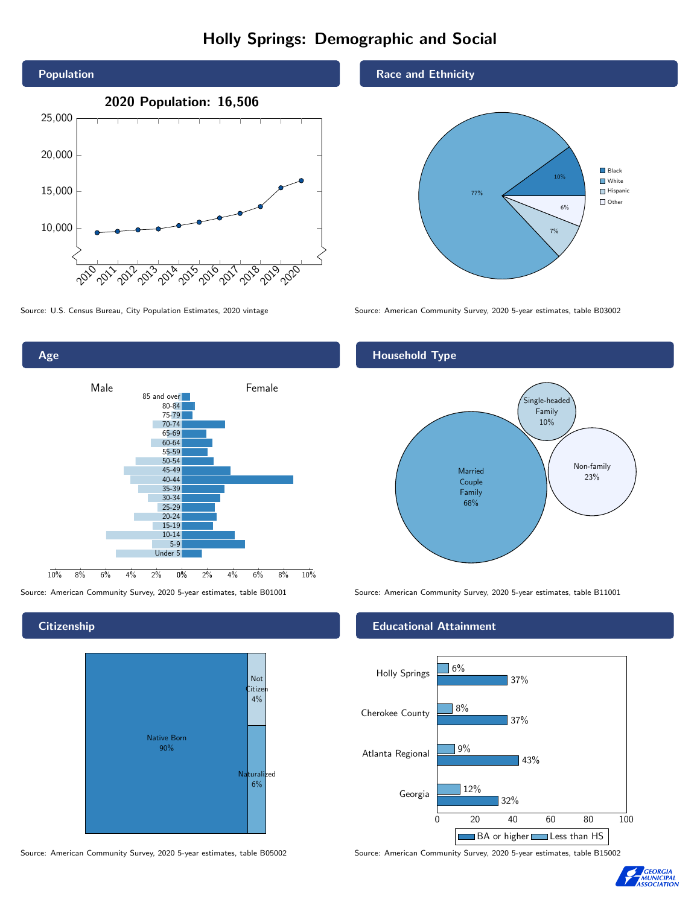# Holly Springs: Demographic and Social

## Population

**2020 Population: 16,506**

Source: U.S. Census Bureau, City Population Estimates, 2020 vintage

## Race and Ethnicity

| Group | Percent |
|---|---|
| Black | 10% |
| White | 77% |
| Hispanic | 7% |
| Other | 6% |

Source: American Community Survey, 2020 5-year estimates, table B03002

## Age

Male / Female

Source: American Community Survey, 2020 5-year estimates, table B01001

## Household Type

| Household Type | Percent |
|---|---|
| Married Couple Family | 68% |
| Single-headed Family | 10% |
| Non-family | 23% |

Source: American Community Survey, 2020 5-year estimates, table B11001

## Citizenship

| Status | Percent |
|---|---|
| Native Born | 90% |
| Not Citizen | 4% |
| Naturalized | 6% |

Source: American Community Survey, 2020 5-year estimates, table B05002

## Educational Attainment

| Area | Less than HS | BA or higher |
|---|---|---|
| Holly Springs | 6% | 37% |
| Cherokee County | 8% | 37% |
| Atlanta Regional | 9% | 43% |
| Georgia | 12% | 32% |

Source: American Community Survey, 2020 5-year estimates, table B15002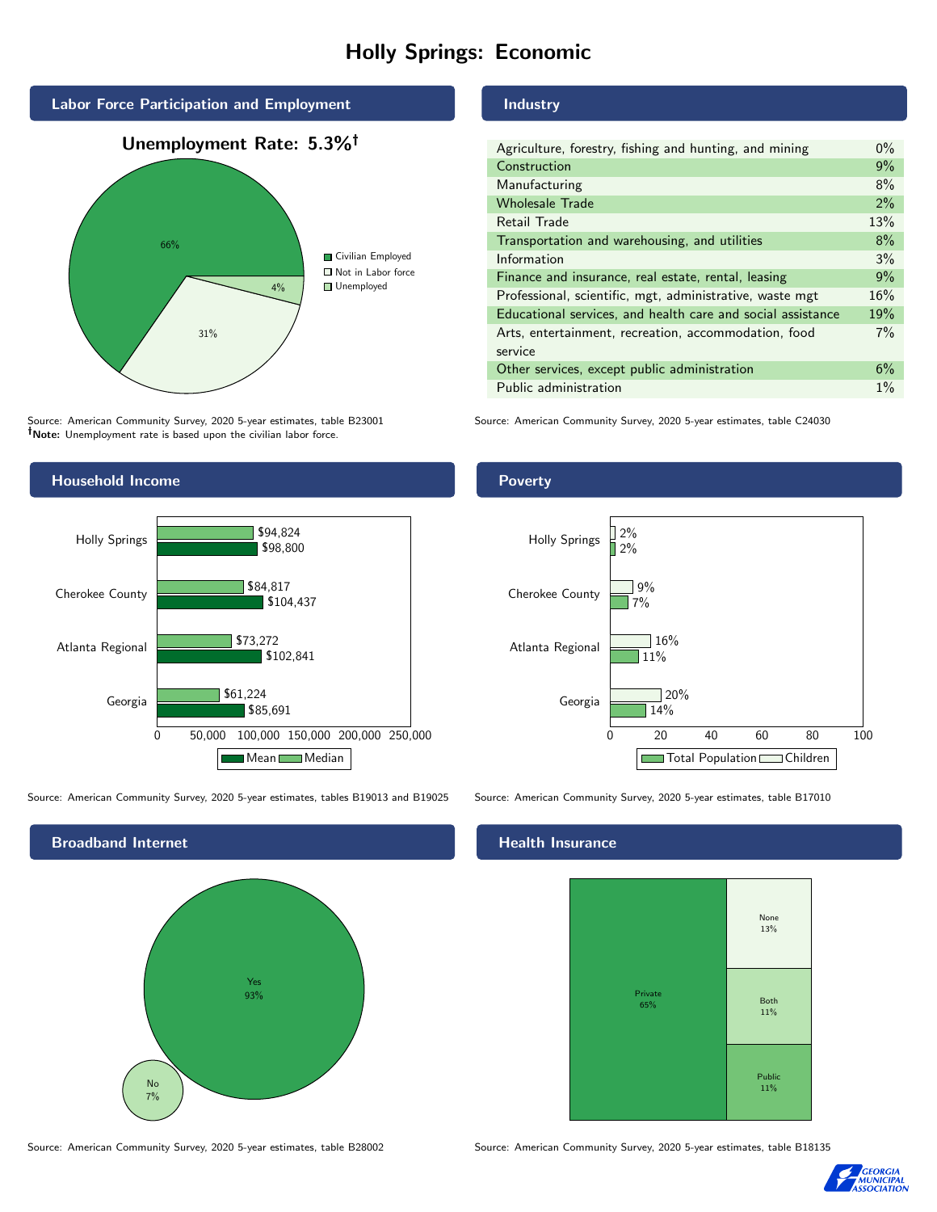# Holly Springs: Economic

## Labor Force Participation and Employment

**Unemployment Rate: 5.3%†**

| Category | Percent |
|---|---|
| Civilian Employed | 66% |
| Not in Labor force | 31% |
| Unemployed | 4% |

Source: American Community Survey, 2020 5-year estimates, table B23001
**†Note:** Unemployment rate is based upon the civilian labor force.

## Industry

| Industry | Percent |
|---|---|
| Agriculture, forestry, fishing and hunting, and mining | 0% |
| Construction | 9% |
| Manufacturing | 8% |
| Wholesale Trade | 2% |
| Retail Trade | 13% |
| Transportation and warehousing, and utilities | 8% |
| Information | 3% |
| Finance and insurance, real estate, rental, leasing | 9% |
| Professional, scientific, mgt, administrative, waste mgt | 16% |
| Educational services, and health care and social assistance | 19% |
| Arts, entertainment, recreation, accommodation, food service | 7% |
| Other services, except public administration | 6% |
| Public administration | 1% |

Source: American Community Survey, 2020 5-year estimates, table C24030

## Household Income

| | Median | Mean |
|---|---|---|
| Holly Springs | $94,824 | $98,800 |
| Cherokee County | $84,817 | $104,437 |
| Atlanta Regional | $73,272 | $102,841 |
| Georgia | $61,224 | $85,691 |

Source: American Community Survey, 2020 5-year estimates, tables B19013 and B19025

## Poverty

| | Children | Total Population |
|---|---|---|
| Holly Springs | 2% | 2% |
| Cherokee County | 9% | 7% |
| Atlanta Regional | 16% | 11% |
| Georgia | 20% | 14% |

Source: American Community Survey, 2020 5-year estimates, table B17010

## Broadband Internet

| | Percent |
|---|---|
| Yes | 93% |
| No | 7% |

Source: American Community Survey, 2020 5-year estimates, table B28002

## Health Insurance

| | Percent |
|---|---|
| Private | 65% |
| None | 13% |
| Both | 11% |
| Public | 11% |

Source: American Community Survey, 2020 5-year estimates, table B18135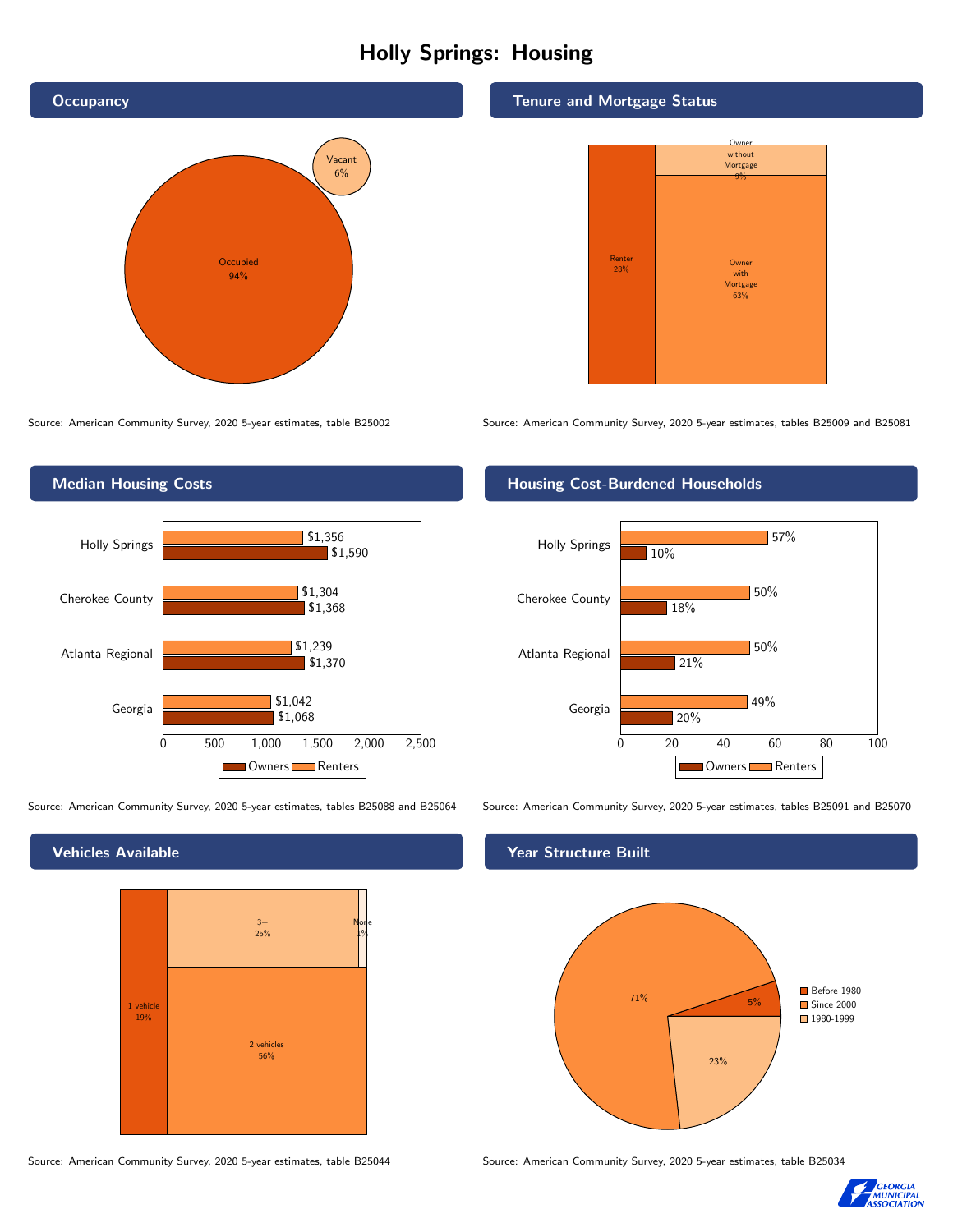# Holly Springs: Housing

## Occupancy

Vacant
6%

Occupied
94%

Source: American Community Survey, 2020 5-year estimates, table B25002

## Tenure and Mortgage Status

Owner
without
Mortgage
9%

Renter
28%

Owner
with
Mortgage
63%

Source: American Community Survey, 2020 5-year estimates, tables B25009 and B25081

## Median Housing Costs

Holly Springs
$1,356
$1,590

Cherokee County
$1,304
$1,368

Atlanta Regional
$1,239
$1,370

Georgia
$1,042
$1,068

0
500
1,000
1,500
2,000
2,500

Owners
Renters

Source: American Community Survey, 2020 5-year estimates, tables B25088 and B25064

## Housing Cost-Burdened Households

Holly Springs
57%
10%

Cherokee County
50%
18%

Atlanta Regional
50%
21%

Georgia
49%
20%

0
20
40
60
80
100

Owners
Renters

Source: American Community Survey, 2020 5-year estimates, tables B25091 and B25070

## Vehicles Available

3+
25%

None
1%

1 vehicle
19%

2 vehicles
56%

Source: American Community Survey, 2020 5-year estimates, table B25044

## Year Structure Built

71%

5%

23%

Before 1980
Since 2000
1980-1999

Source: American Community Survey, 2020 5-year estimates, table B25034